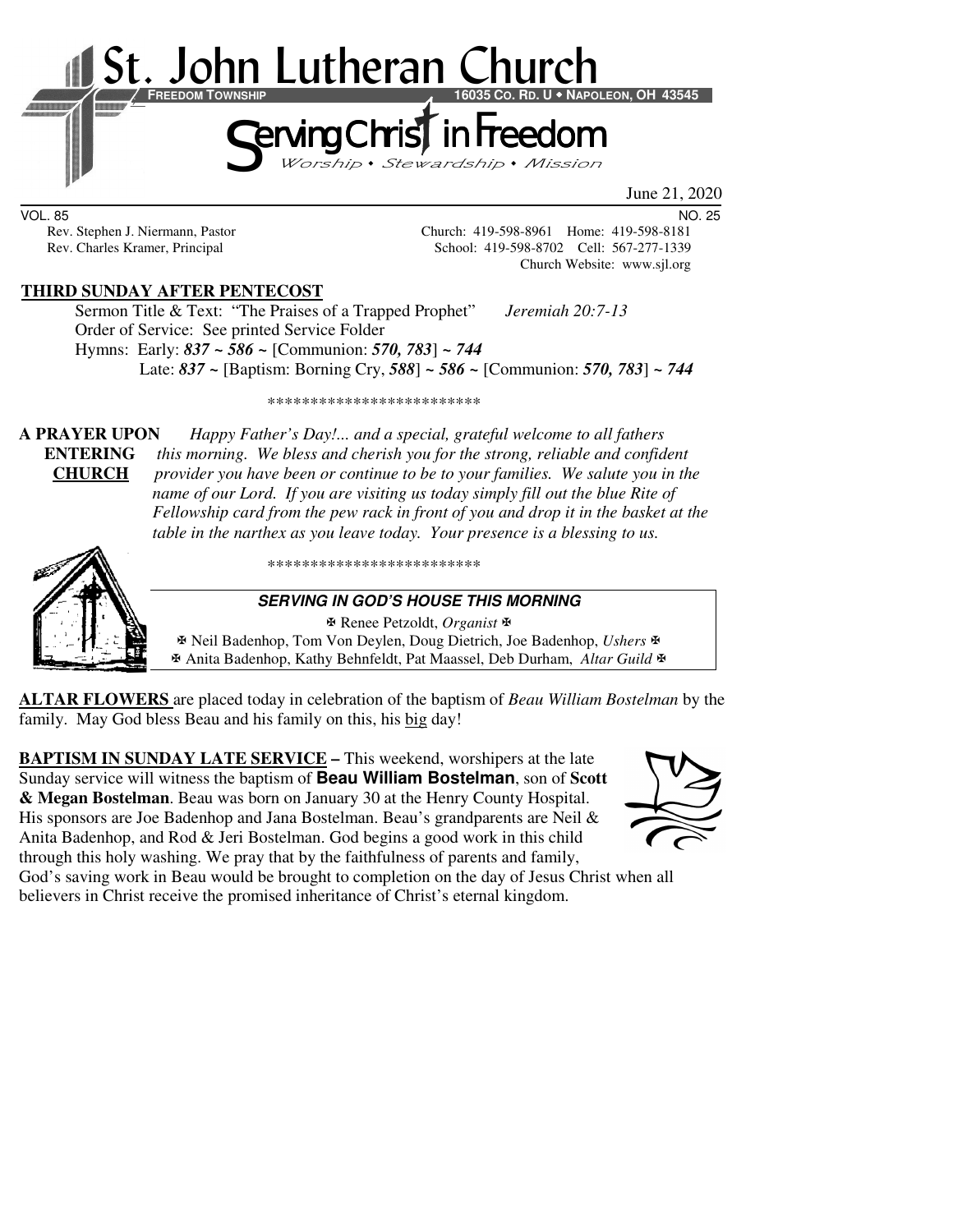# St. John Lutheran Church

**FREEDOM TOWNSHIP** **16035 CO. RD. U • NAPOLEON, OH 43545**

## Serving Christ in Freedom

*Worship • Stewardship • Mission*

June 21, 2020

VOL. 85 NO. 25

Rev. Stephen J. Niermann, Pastor — Church: 419-598-8961 Home: 419-598-8181

Rev. Charles Kramer, Principal — School: 419-598-8702 Cell: 567-277-1339

Church Website: www.sjl.org

**THIRD SUNDAY AFTER PENTECOST**

Sermon Title & Text: "The Praises of a Trapped Prophet" *Jeremiah 20:7-13*

Order of Service: See printed Service Folder

Hymns: Early: ***837 ~ 586 ~*** [Communion: ***570, 783***] ***~ 744***

Late: ***837 ~*** [Baptism: Borning Cry, ***588***] ***~ 586 ~*** [Communion: ***570, 783***] ***~ 744***

*************************

**A PRAYER UPON ENTERING CHURCH** *Happy Father's Day!... and a special, grateful welcome to all fathers this morning. We bless and cherish you for the strong, reliable and confident provider you have been or continue to be to your families. We salute you in the name of our Lord. If you are visiting us today simply fill out the blue Rite of Fellowship card from the pew rack in front of you and drop it in the basket at the table in the narthex as you leave today. Your presence is a blessing to us.*

*************************

***SERVING IN GOD'S HOUSE THIS MORNING***

✠ Renee Petzoldt, *Organist* ✠

✠ Neil Badenhop, Tom Von Deylen, Doug Dietrich, Joe Badenhop, *Ushers* ✠

✠ Anita Badenhop, Kathy Behnfeldt, Pat Maassel, Deb Durham, *Altar Guild* ✠

**ALTAR FLOWERS** are placed today in celebration of the baptism of *Beau William Bostelman* by the family. May God bless Beau and his family on this, his big day!

**BAPTISM IN SUNDAY LATE SERVICE –** This weekend, worshipers at the late Sunday service will witness the baptism of **Beau William Bostelman**, son of **Scott & Megan Bostelman**. Beau was born on January 30 at the Henry County Hospital. His sponsors are Joe Badenhop and Jana Bostelman. Beau's grandparents are Neil & Anita Badenhop, and Rod & Jeri Bostelman. God begins a good work in this child through this holy washing. We pray that by the faithfulness of parents and family, God's saving work in Beau would be brought to completion on the day of Jesus Christ when all believers in Christ receive the promised inheritance of Christ's eternal kingdom.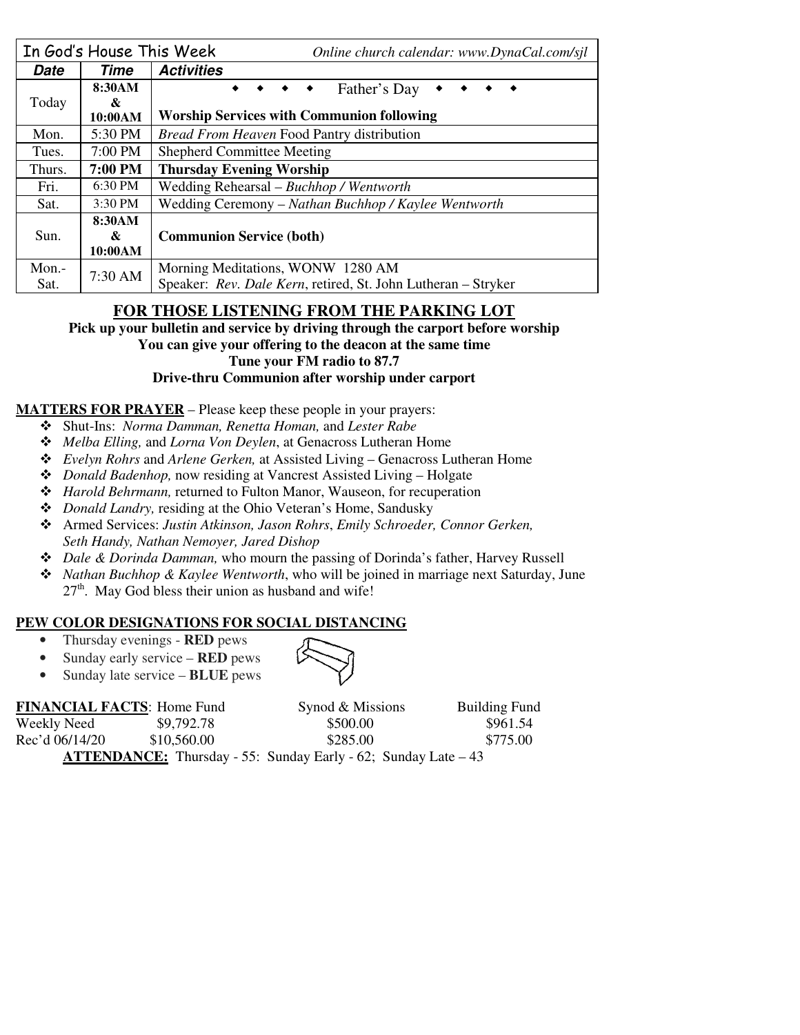| In God's House This Week | | *Online church calendar: www.DynaCal.com/sjl* |
|---|---|---|
| ***Date*** | ***Time*** | ***Activities*** |
| Today | **8:30AM & 10:00AM** | ◆ ◆ ◆ ◆ Father's Day ◆ ◆ ◆ ◆ **Worship Services with Communion following** |
| Mon. | 5:30 PM | *Bread From Heaven* Food Pantry distribution |
| Tues. | 7:00 PM | Shepherd Committee Meeting |
| Thurs. | **7:00 PM** | **Thursday Evening Worship** |
| Fri. | 6:30 PM | Wedding Rehearsal – *Buchhop / Wentworth* |
| Sat. | 3:30 PM | Wedding Ceremony – *Nathan Buchhop / Kaylee Wentworth* |
| Sun. | **8:30AM & 10:00AM** | **Communion Service (both)** |
| Mon.- Sat. | 7:30 AM | Morning Meditations, WONW 1280 AM<br>Speaker: *Rev. Dale Kern*, retired, St. John Lutheran – Stryker |

## FOR THOSE LISTENING FROM THE PARKING LOT

**Pick up your bulletin and service by driving through the carport before worship**
**You can give your offering to the deacon at the same time**
**Tune your FM radio to 87.7**
**Drive-thru Communion after worship under carport**

**MATTERS FOR PRAYER** – Please keep these people in your prayers:

- Shut-Ins: *Norma Damman, Renetta Homan,* and *Lester Rabe*
- *Melba Elling,* and *Lorna Von Deylen*, at Genacross Lutheran Home
- *Evelyn Rohrs* and *Arlene Gerken,* at Assisted Living – Genacross Lutheran Home
- *Donald Badenhop,* now residing at Vancrest Assisted Living – Holgate
- *Harold Behrmann,* returned to Fulton Manor, Wauseon, for recuperation
- *Donald Landry,* residing at the Ohio Veteran's Home, Sandusky
- Armed Services: *Justin Atkinson, Jason Rohrs*, *Emily Schroeder, Connor Gerken, Seth Handy, Nathan Nemoyer, Jared Dishop*
- *Dale & Dorinda Damman,* who mourn the passing of Dorinda's father, Harvey Russell
- *Nathan Buchhop & Kaylee Wentworth*, who will be joined in marriage next Saturday, June 27th. May God bless their union as husband and wife!

**PEW COLOR DESIGNATIONS FOR SOCIAL DISTANCING**

- Thursday evenings - **RED** pews
- Sunday early service – **RED** pews
- Sunday late service – **BLUE** pews

| **FINANCIAL FACTS**: | Home Fund | Synod & Missions | Building Fund |
|---|---|---|---|
| Weekly Need | $9,792.78 | $500.00 | $961.54 |
| Rec'd 06/14/20 | $10,560.00 | $285.00 | $775.00 |

**ATTENDANCE:** Thursday - 55: Sunday Early - 62; Sunday Late – 43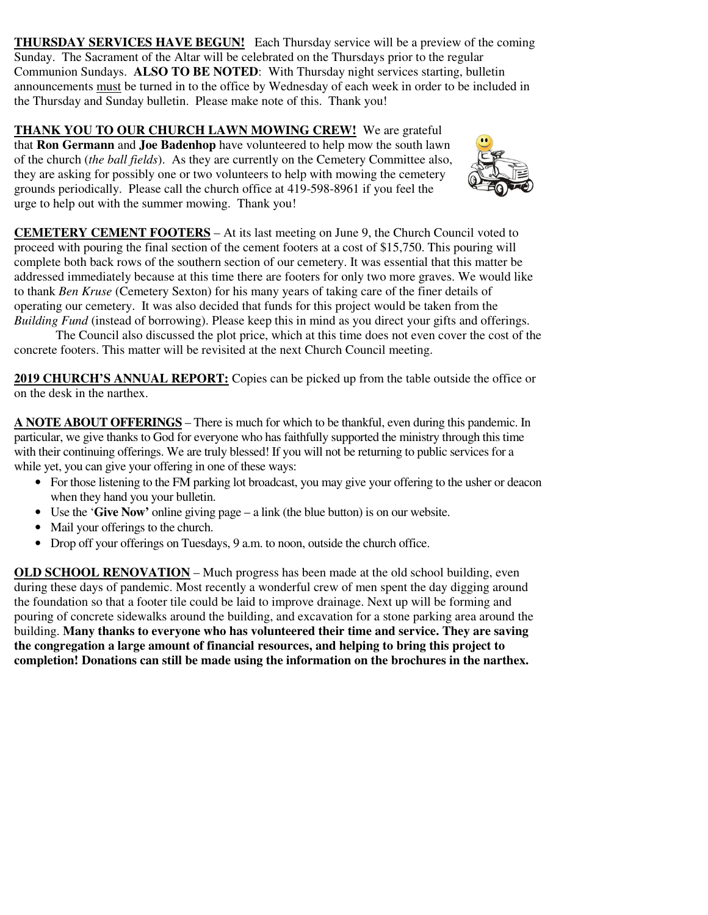**<u>THURSDAY SERVICES HAVE BEGUN!</u>** Each Thursday service will be a preview of the coming Sunday. The Sacrament of the Altar will be celebrated on the Thursdays prior to the regular Communion Sundays. **ALSO TO BE NOTED**: With Thursday night services starting, bulletin announcements <u>must</u> be turned in to the office by Wednesday of each week in order to be included in the Thursday and Sunday bulletin. Please make note of this. Thank you!

**<u>THANK YOU TO OUR CHURCH LAWN MOWING CREW!</u>** We are grateful that **Ron Germann** and **Joe Badenhop** have volunteered to help mow the south lawn of the church (*the ball fields*). As they are currently on the Cemetery Committee also, they are asking for possibly one or two volunteers to help with mowing the cemetery grounds periodically. Please call the church office at 419-598-8961 if you feel the urge to help out with the summer mowing. Thank you!

**<u>CEMETERY CEMENT FOOTERS</u>** – At its last meeting on June 9, the Church Council voted to proceed with pouring the final section of the cement footers at a cost of $15,750. This pouring will complete both back rows of the southern section of our cemetery. It was essential that this matter be addressed immediately because at this time there are footers for only two more graves. We would like to thank *Ben Kruse* (Cemetery Sexton) for his many years of taking care of the finer details of operating our cemetery. It was also decided that funds for this project would be taken from the *Building Fund* (instead of borrowing). Please keep this in mind as you direct your gifts and offerings.

The Council also discussed the plot price, which at this time does not even cover the cost of the concrete footers. This matter will be revisited at the next Church Council meeting.

**<u>2019 CHURCH'S ANNUAL REPORT:</u>** Copies can be picked up from the table outside the office or on the desk in the narthex.

**<u>A NOTE ABOUT OFFERINGS</u>** – There is much for which to be thankful, even during this pandemic. In particular, we give thanks to God for everyone who has faithfully supported the ministry through this time with their continuing offerings. We are truly blessed! If you will not be returning to public services for a while yet, you can give your offering in one of these ways:

- For those listening to the FM parking lot broadcast, you may give your offering to the usher or deacon when they hand you your bulletin.
- Use the '**Give Now'** online giving page – a link (the blue button) is on our website.
- Mail your offerings to the church.
- Drop off your offerings on Tuesdays, 9 a.m. to noon, outside the church office.

**<u>OLD SCHOOL RENOVATION</u>** – Much progress has been made at the old school building, even during these days of pandemic. Most recently a wonderful crew of men spent the day digging around the foundation so that a footer tile could be laid to improve drainage. Next up will be forming and pouring of concrete sidewalks around the building, and excavation for a stone parking area around the building. **Many thanks to everyone who has volunteered their time and service. They are saving the congregation a large amount of financial resources, and helping to bring this project to completion! Donations can still be made using the information on the brochures in the narthex.**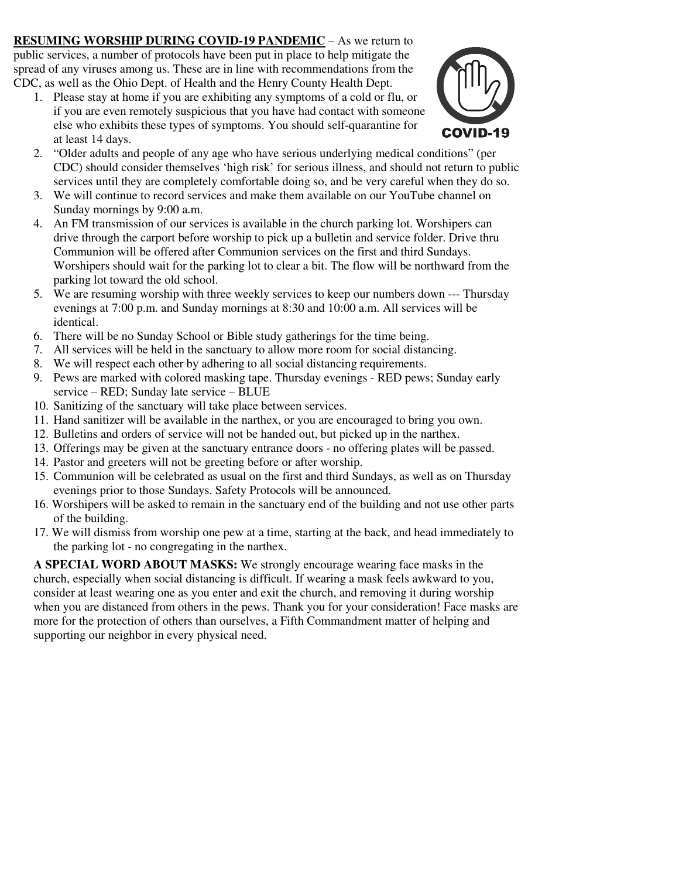**RESUMING WORSHIP DURING COVID-19 PANDEMIC** – As we return to public services, a number of protocols have been put in place to help mitigate the spread of any viruses among us. These are in line with recommendations from the CDC, as well as the Ohio Dept. of Health and the Henry County Health Dept.

1. Please stay at home if you are exhibiting any symptoms of a cold or flu, or if you are even remotely suspicious that you have had contact with someone else who exhibits these types of symptoms. You should self-quarantine for at least 14 days.
2. "Older adults and people of any age who have serious underlying medical conditions" (per CDC) should consider themselves 'high risk' for serious illness, and should not return to public services until they are completely comfortable doing so, and be very careful when they do so.
3. We will continue to record services and make them available on our YouTube channel on Sunday mornings by 9:00 a.m.
4. An FM transmission of our services is available in the church parking lot. Worshipers can drive through the carport before worship to pick up a bulletin and service folder. Drive thru Communion will be offered after Communion services on the first and third Sundays. Worshipers should wait for the parking lot to clear a bit. The flow will be northward from the parking lot toward the old school.
5. We are resuming worship with three weekly services to keep our numbers down --- Thursday evenings at 7:00 p.m. and Sunday mornings at 8:30 and 10:00 a.m. All services will be identical.
6. There will be no Sunday School or Bible study gatherings for the time being.
7. All services will be held in the sanctuary to allow more room for social distancing.
8. We will respect each other by adhering to all social distancing requirements.
9. Pews are marked with colored masking tape. Thursday evenings - RED pews; Sunday early service – RED; Sunday late service – BLUE
10. Sanitizing of the sanctuary will take place between services.
11. Hand sanitizer will be available in the narthex, or you are encouraged to bring you own.
12. Bulletins and orders of service will not be handed out, but picked up in the narthex.
13. Offerings may be given at the sanctuary entrance doors - no offering plates will be passed.
14. Pastor and greeters will not be greeting before or after worship.
15. Communion will be celebrated as usual on the first and third Sundays, as well as on Thursday evenings prior to those Sundays. Safety Protocols will be announced.
16. Worshipers will be asked to remain in the sanctuary end of the building and not use other parts of the building.
17. We will dismiss from worship one pew at a time, starting at the back, and head immediately to the parking lot - no congregating in the narthex.

**A SPECIAL WORD ABOUT MASKS:** We strongly encourage wearing face masks in the church, especially when social distancing is difficult. If wearing a mask feels awkward to you, consider at least wearing one as you enter and exit the church, and removing it during worship when you are distanced from others in the pews. Thank you for your consideration! Face masks are more for the protection of others than ourselves, a Fifth Commandment matter of helping and supporting our neighbor in every physical need.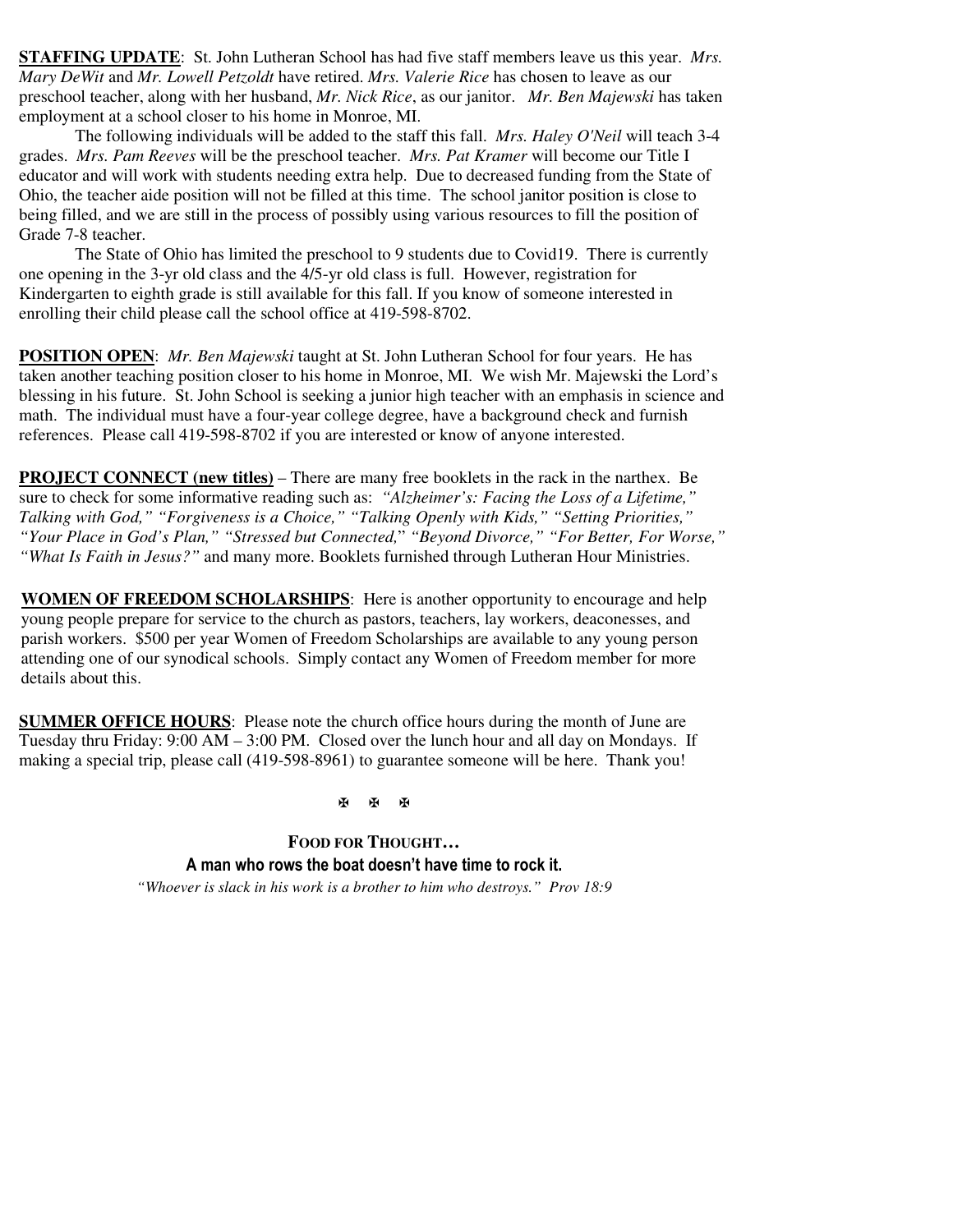**STAFFING UPDATE**: St. John Lutheran School has had five staff members leave us this year. *Mrs. Mary DeWit* and *Mr. Lowell Petzoldt* have retired. *Mrs. Valerie Rice* has chosen to leave as our preschool teacher, along with her husband, *Mr. Nick Rice*, as our janitor. *Mr. Ben Majewski* has taken employment at a school closer to his home in Monroe, MI.

The following individuals will be added to the staff this fall. *Mrs. Haley O'Neil* will teach 3-4 grades. *Mrs. Pam Reeves* will be the preschool teacher. *Mrs. Pat Kramer* will become our Title I educator and will work with students needing extra help. Due to decreased funding from the State of Ohio, the teacher aide position will not be filled at this time. The school janitor position is close to being filled, and we are still in the process of possibly using various resources to fill the position of Grade 7-8 teacher.

The State of Ohio has limited the preschool to 9 students due to Covid19. There is currently one opening in the 3-yr old class and the 4/5-yr old class is full. However, registration for Kindergarten to eighth grade is still available for this fall. If you know of someone interested in enrolling their child please call the school office at 419-598-8702.

**POSITION OPEN**: *Mr. Ben Majewski* taught at St. John Lutheran School for four years. He has taken another teaching position closer to his home in Monroe, MI. We wish Mr. Majewski the Lord's blessing in his future. St. John School is seeking a junior high teacher with an emphasis in science and math. The individual must have a four-year college degree, have a background check and furnish references. Please call 419-598-8702 if you are interested or know of anyone interested.

**PROJECT CONNECT (new titles)** – There are many free booklets in the rack in the narthex. Be sure to check for some informative reading such as: *"Alzheimer's: Facing the Loss of a Lifetime," Talking with God," "Forgiveness is a Choice," "Talking Openly with Kids," "Setting Priorities," "Your Place in God's Plan," "Stressed but Connected," "Beyond Divorce," "For Better, For Worse," "What Is Faith in Jesus?"* and many more. Booklets furnished through Lutheran Hour Ministries.

**WOMEN OF FREEDOM SCHOLARSHIPS**: Here is another opportunity to encourage and help young people prepare for service to the church as pastors, teachers, lay workers, deaconesses, and parish workers. $500 per year Women of Freedom Scholarships are available to any young person attending one of our synodical schools. Simply contact any Women of Freedom member for more details about this.

**SUMMER OFFICE HOURS**: Please note the church office hours during the month of June are Tuesday thru Friday: 9:00 AM – 3:00 PM. Closed over the lunch hour and all day on Mondays. If making a special trip, please call (419-598-8961) to guarantee someone will be here. Thank you!

✠ ✠ ✠

**FOOD FOR THOUGHT…**

**A man who rows the boat doesn't have time to rock it.**

*"Whoever is slack in his work is a brother to him who destroys." Prov 18:9*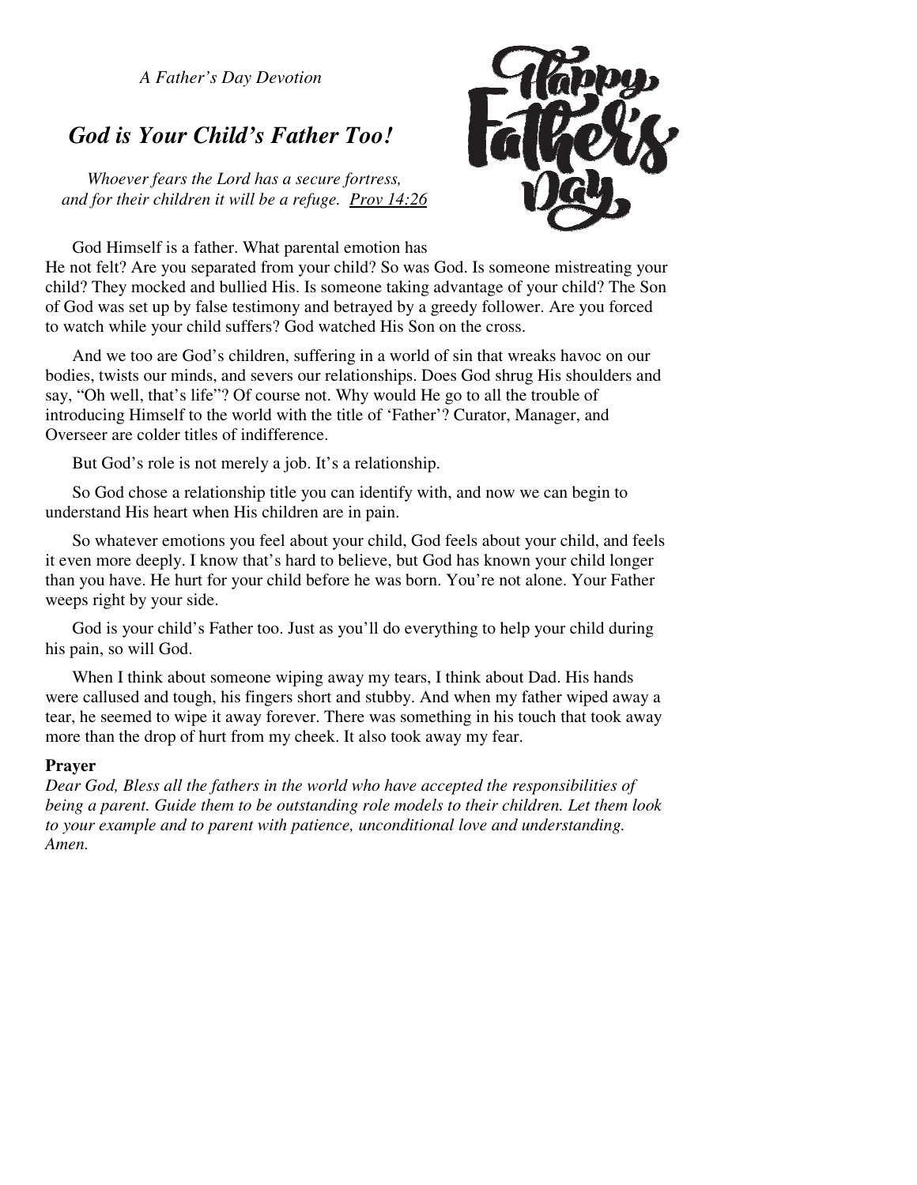*A Father's Day Devotion*

# *God is Your Child's Father Too!*

*Whoever fears the Lord has a secure fortress,*
*and for their children it will be a refuge.* Prov 14:26

Happy Father's Day

God Himself is a father. What parental emotion has He not felt? Are you separated from your child? So was God. Is someone mistreating your child? They mocked and bullied His. Is someone taking advantage of your child? The Son of God was set up by false testimony and betrayed by a greedy follower. Are you forced to watch while your child suffers? God watched His Son on the cross.

And we too are God's children, suffering in a world of sin that wreaks havoc on our bodies, twists our minds, and severs our relationships. Does God shrug His shoulders and say, "Oh well, that's life"? Of course not. Why would He go to all the trouble of introducing Himself to the world with the title of 'Father'? Curator, Manager, and Overseer are colder titles of indifference.

But God's role is not merely a job. It's a relationship.

So God chose a relationship title you can identify with, and now we can begin to understand His heart when His children are in pain.

So whatever emotions you feel about your child, God feels about your child, and feels it even more deeply. I know that's hard to believe, but God has known your child longer than you have. He hurt for your child before he was born. You're not alone. Your Father weeps right by your side.

God is your child's Father too. Just as you'll do everything to help your child during his pain, so will God.

When I think about someone wiping away my tears, I think about Dad. His hands were callused and tough, his fingers short and stubby. And when my father wiped away a tear, he seemed to wipe it away forever. There was something in his touch that took away more than the drop of hurt from my cheek. It also took away my fear.

**Prayer**

*Dear God, Bless all the fathers in the world who have accepted the responsibilities of being a parent. Guide them to be outstanding role models to their children. Let them look to your example and to parent with patience, unconditional love and understanding. Amen.*